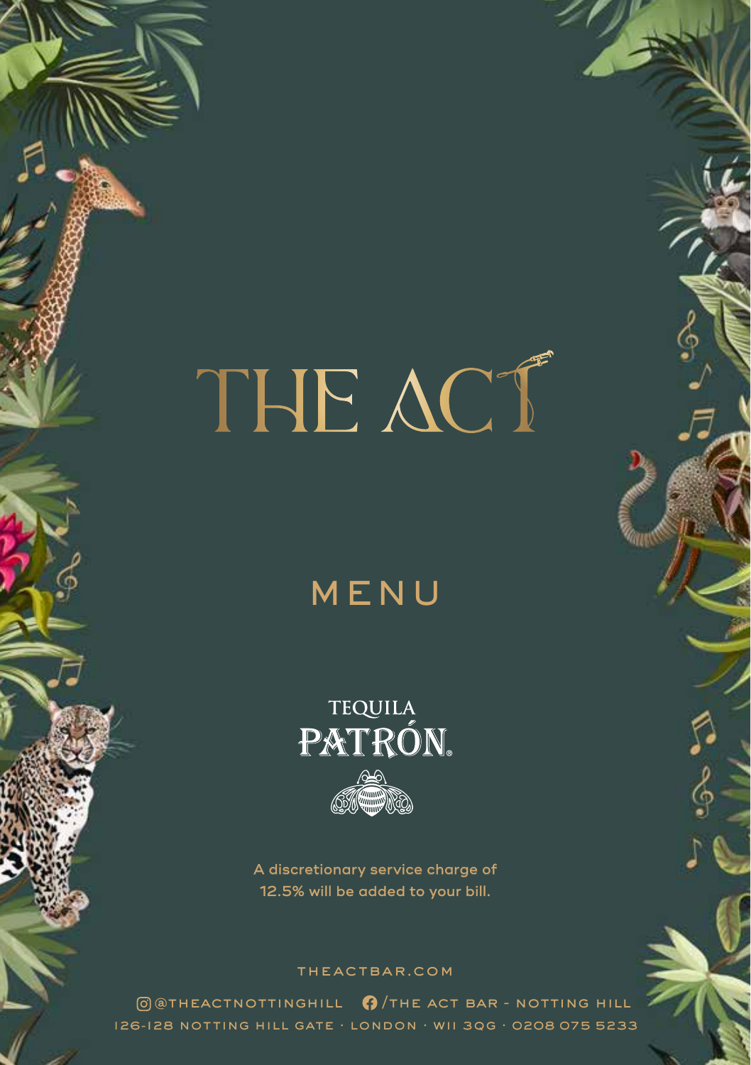# THE ACT

## MENU

TEQUILA
PATRÓN®

A discretionary service charge of 12.5% will be added to your bill.

THEACTBAR.COM

@THEACTNOTTINGHILL /THE ACT BAR - NOTTING HILL

126-128 NOTTING HILL GATE · LONDON · W11 3QG · 0208 075 5233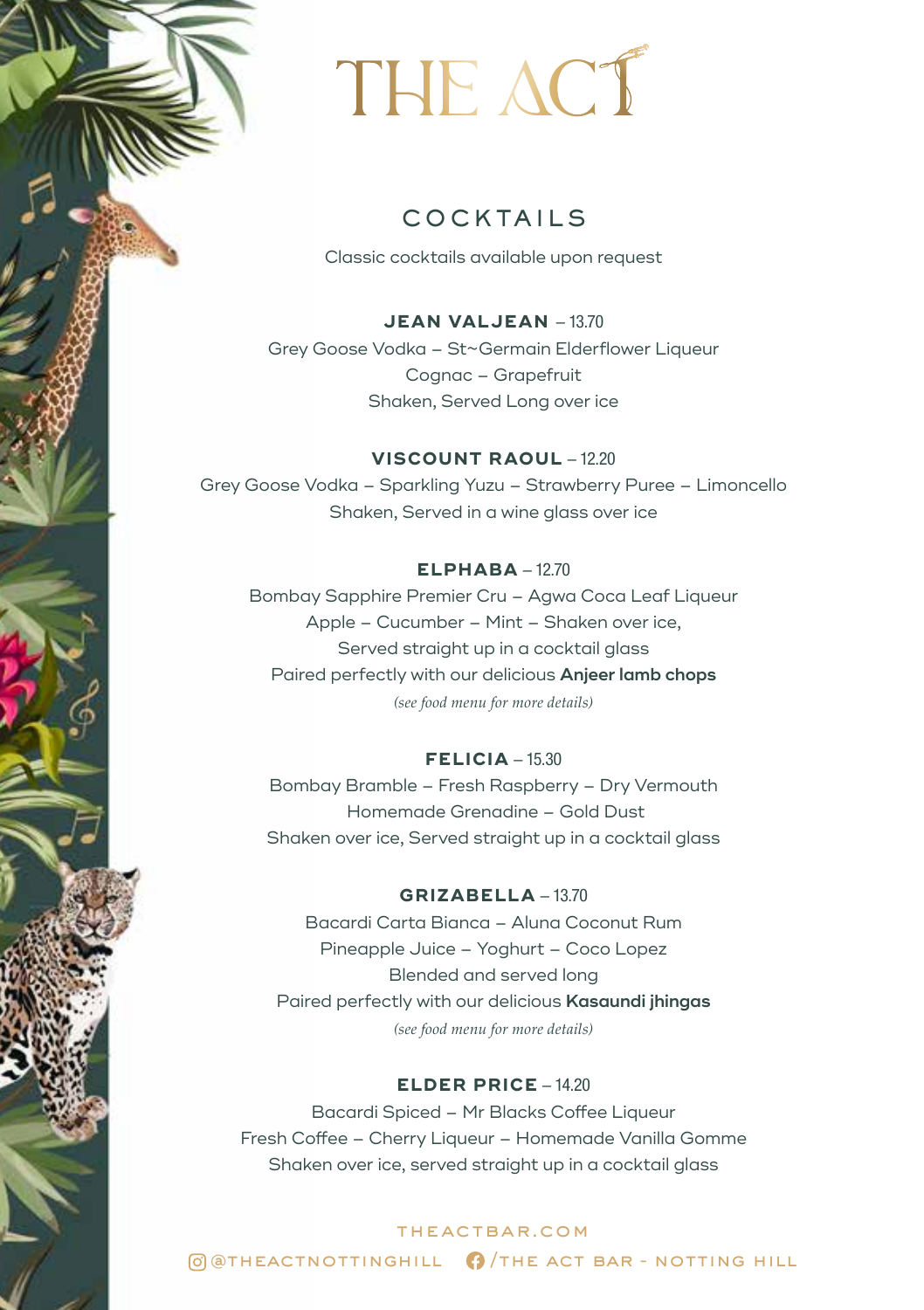# THE ACT

## COCKTAILS

Classic cocktails available upon request

### JEAN VALJEAN – 13.70

Grey Goose Vodka – St~Germain Elderflower Liqueur
Cognac – Grapefruit
Shaken, Served Long over ice

### VISCOUNT RAOUL – 12.20

Grey Goose Vodka – Sparkling Yuzu – Strawberry Puree – Limoncello
Shaken, Served in a wine glass over ice

### ELPHABA – 12.70

Bombay Sapphire Premier Cru – Agwa Coca Leaf Liqueur
Apple – Cucumber – Mint – Shaken over ice,
Served straight up in a cocktail glass
Paired perfectly with our delicious **Anjeer lamb chops**
*(see food menu for more details)*

### FELICIA – 15.30

Bombay Bramble – Fresh Raspberry – Dry Vermouth
Homemade Grenadine – Gold Dust
Shaken over ice, Served straight up in a cocktail glass

### GRIZABELLA – 13.70

Bacardi Carta Bianca – Aluna Coconut Rum
Pineapple Juice – Yoghurt – Coco Lopez
Blended and served long
Paired perfectly with our delicious **Kasaundi jhingas**
*(see food menu for more details)*

### ELDER PRICE – 14.20

Bacardi Spiced – Mr Blacks Coffee Liqueur
Fresh Coffee – Cherry Liqueur – Homemade Vanilla Gomme
Shaken over ice, served straight up in a cocktail glass

THEACTBAR.COM

@THEACTNOTTINGHILL /THE ACT BAR - NOTTING HILL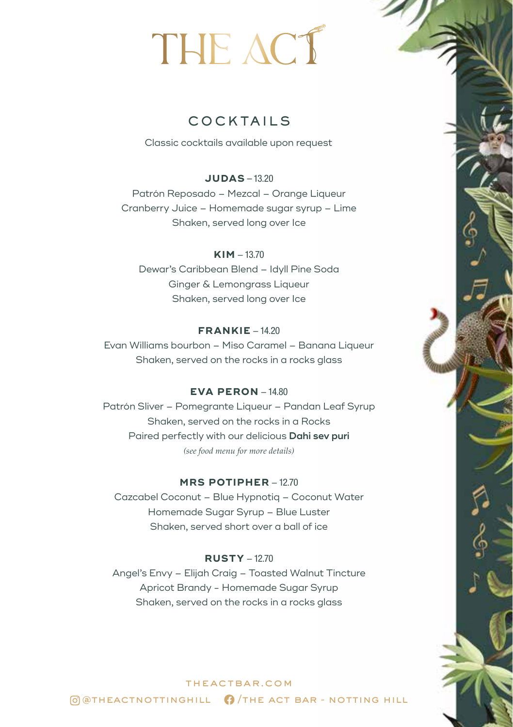# THE ACT

## COCKTAILS

Classic cocktails available upon request

**JUDAS** – 13.20
Patrón Reposado – Mezcal – Orange Liqueur
Cranberry Juice – Homemade sugar syrup – Lime
Shaken, served long over Ice

**KIM** – 13.70
Dewar's Caribbean Blend – Idyll Pine Soda
Ginger & Lemongrass Liqueur
Shaken, served long over Ice

**FRANKIE** – 14.20
Evan Williams bourbon – Miso Caramel – Banana Liqueur
Shaken, served on the rocks in a rocks glass

**EVA PERON** – 14.80
Patrón Sliver – Pomegrante Liqueur – Pandan Leaf Syrup
Shaken, served on the rocks in a Rocks
Paired perfectly with our delicious **Dahi sev puri**
*(see food menu for more details)*

**MRS POTIPHER** – 12.70
Cazcabel Coconut – Blue Hypnotiq – Coconut Water
Homemade Sugar Syrup – Blue Luster
Shaken, served short over a ball of ice

**RUSTY** – 12.70
Angel's Envy – Elijah Craig – Toasted Walnut Tincture
Apricot Brandy - Homemade Sugar Syrup
Shaken, served on the rocks in a rocks glass

THEACTBAR.COM

@THEACTNOTTINGHILL /THE ACT BAR - NOTTING HILL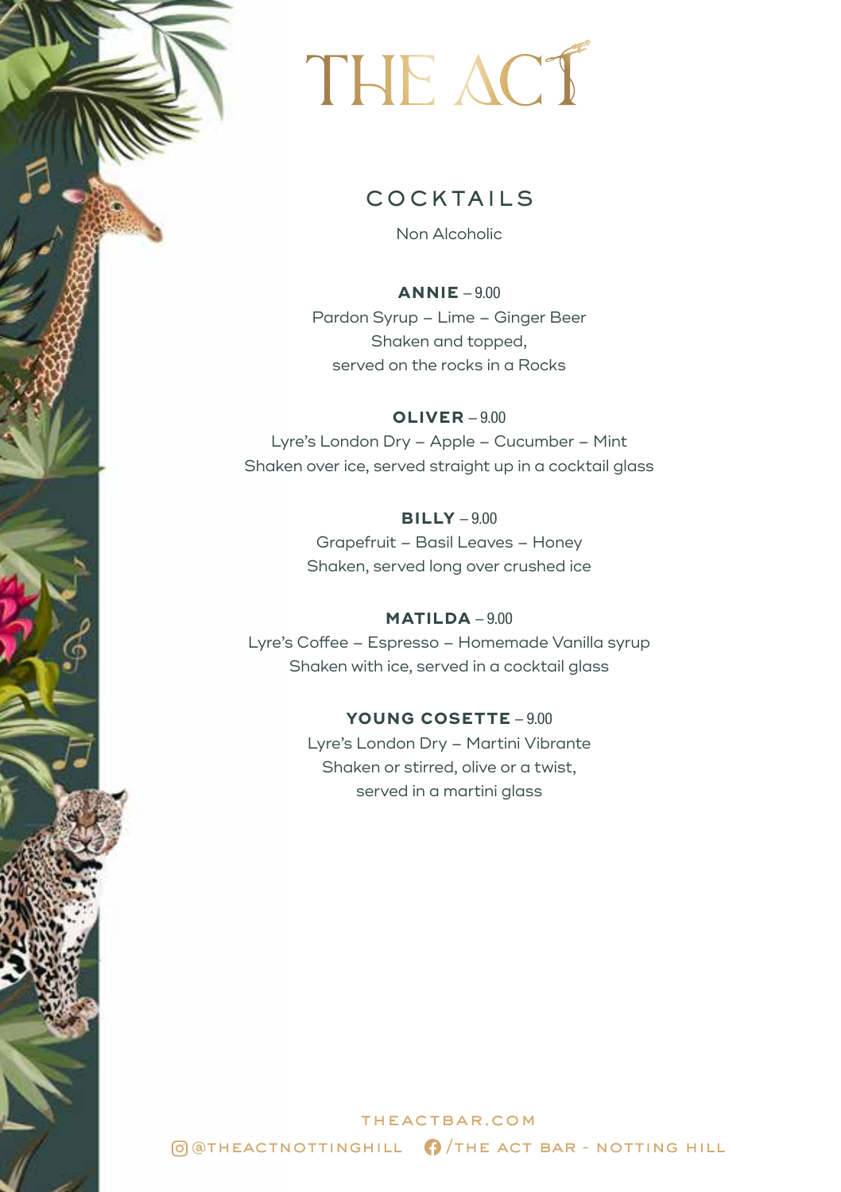# THE ACT

## COCKTAILS

Non Alcoholic

**ANNIE** – 9.00
Pardon Syrup – Lime – Ginger Beer
Shaken and topped,
served on the rocks in a Rocks

**OLIVER** – 9.00
Lyre's London Dry – Apple – Cucumber – Mint
Shaken over ice, served straight up in a cocktail glass

**BILLY** – 9.00
Grapefruit – Basil Leaves – Honey
Shaken, served long over crushed ice

**MATILDA** – 9.00
Lyre's Coffee – Espresso – Homemade Vanilla syrup
Shaken with ice, served in a cocktail glass

**YOUNG COSETTE** – 9.00
Lyre's London Dry – Martini Vibrante
Shaken or stirred, olive or a twist,
served in a martini glass

THEACTBAR.COM

@THEACTNOTTINGHILL /THE ACT BAR - NOTTING HILL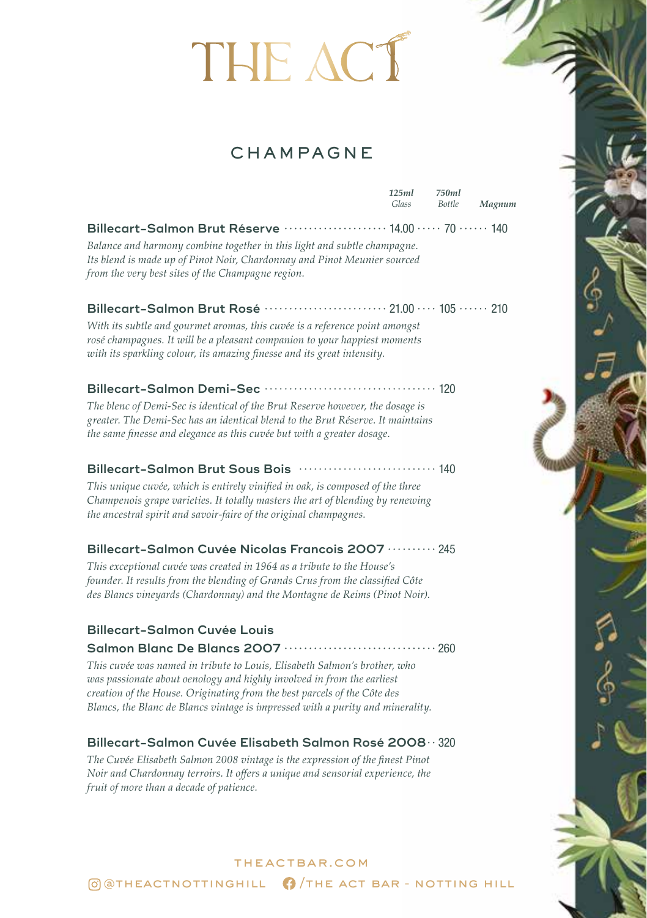# THE ACT

## CHAMPAGNE

| | 125ml Glass | 750ml Bottle | Magnum |
|---|---|---|---|
| **Billecart-Salmon Brut Réserve** | 14.00 | 70 | 140 |
| **Billecart-Salmon Brut Rosé** | 21.00 | 105 | 210 |

**Billecart-Salmon Brut Réserve** ····· 14.00 ····· 70 ····· 140

*Balance and harmony combine together in this light and subtle champagne. Its blend is made up of Pinot Noir, Chardonnay and Pinot Meunier sourced from the very best sites of the Champagne region.*

**Billecart-Salmon Brut Rosé** ····· 21.00 ····· 105 ····· 210

*With its subtle and gourmet aromas, this cuvée is a reference point amongst rosé champagnes. It will be a pleasant companion to your happiest moments with its sparkling colour, its amazing finesse and its great intensity.*

**Billecart-Salmon Demi-Sec** ····· 120

*The blenc of Demi-Sec is identical of the Brut Reserve however, the dosage is greater. The Demi-Sec has an identical blend to the Brut Réserve. It maintains the same finesse and elegance as this cuvée but with a greater dosage.*

**Billecart-Salmon Brut Sous Bois** ····· 140

*This unique cuvée, which is entirely vinified in oak, is composed of the three Champenois grape varieties. It totally masters the art of blending by renewing the ancestral spirit and savoir-faire of the original champagnes.*

**Billecart-Salmon Cuvée Nicolas Francois 2007** ····· 245

*This exceptional cuvée was created in 1964 as a tribute to the House's founder. It results from the blending of Grands Crus from the classified Côte des Blancs vineyards (Chardonnay) and the Montagne de Reims (Pinot Noir).*

**Billecart-Salmon Cuvée Louis Salmon Blanc De Blancs 2007** ····· 260

*This cuvée was named in tribute to Louis, Elisabeth Salmon's brother, who was passionate about oenology and highly involved in from the earliest creation of the House. Originating from the best parcels of the Côte des Blancs, the Blanc de Blancs vintage is impressed with a purity and minerality.*

**Billecart-Salmon Cuvée Elisabeth Salmon Rosé 2008** ····· 320

*The Cuvée Elisabeth Salmon 2008 vintage is the expression of the finest Pinot Noir and Chardonnay terroirs. It offers a unique and sensorial experience, the fruit of more than a decade of patience.*

THEACTBAR.COM

@THEACTNOTTINGHILL /THE ACT BAR - NOTTING HILL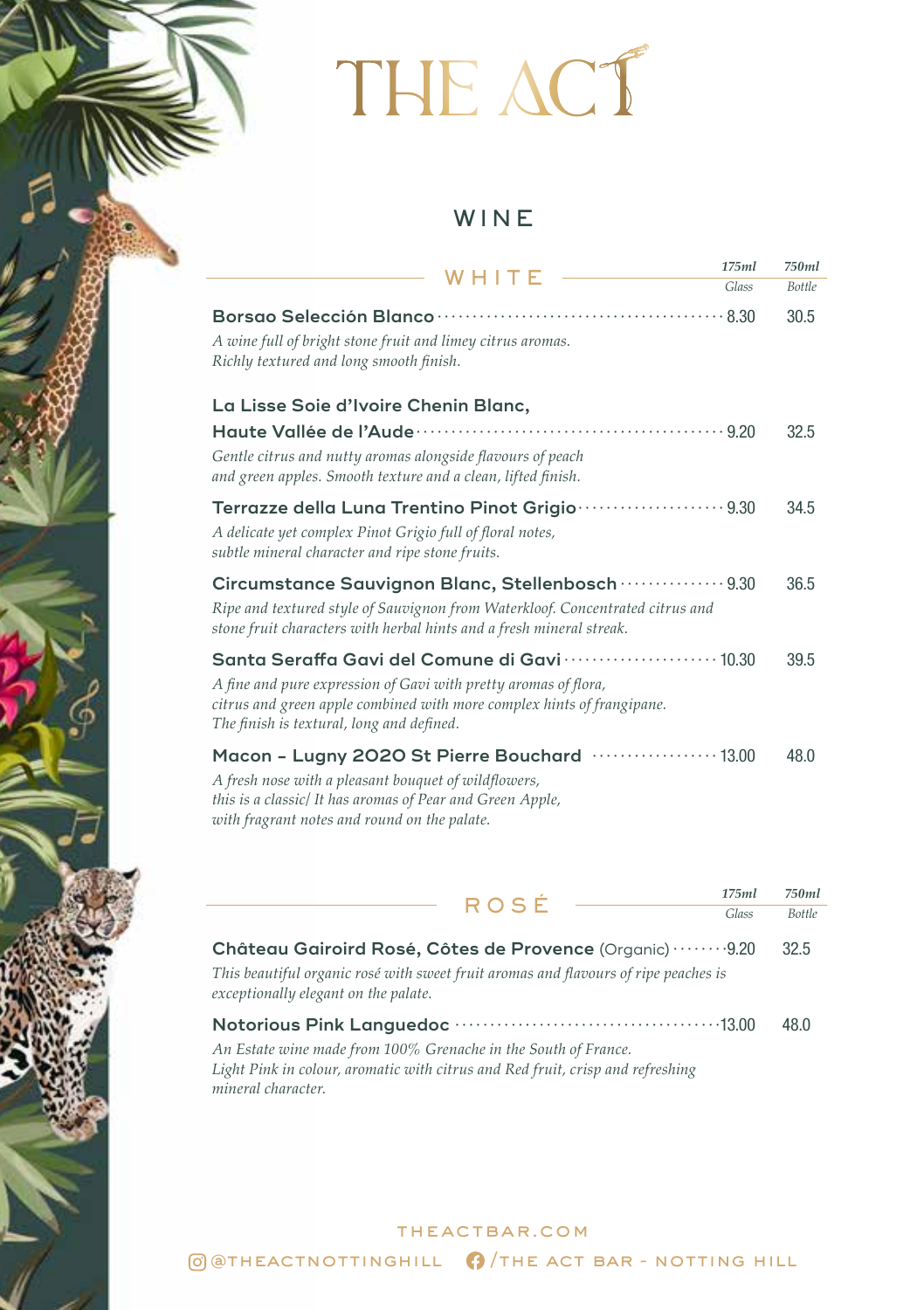# THE ACT

## WINE

### WHITE

| | 175ml Glass | 750ml Bottle |
|---|---|---|
| **Borsao Selección Blanco**<br>*A wine full of bright stone fruit and limey citrus aromas. Richly textured and long smooth finish.* | 8.30 | 30.5 |
| **La Lisse Soie d'Ivoire Chenin Blanc, Haute Vallée de l'Aude**<br>*Gentle citrus and nutty aromas alongside flavours of peach and green apples. Smooth texture and a clean, lifted finish.* | 9.20 | 32.5 |
| **Terrazze della Luna Trentino Pinot Grigio**<br>*A delicate yet complex Pinot Grigio full of floral notes, subtle mineral character and ripe stone fruits.* | 9.30 | 34.5 |
| **Circumstance Sauvignon Blanc, Stellenbosch**<br>*Ripe and textured style of Sauvignon from Waterkloof. Concentrated citrus and stone fruit characters with herbal hints and a fresh mineral streak.* | 9.30 | 36.5 |
| **Santa Seraffa Gavi del Comune di Gavi**<br>*A fine and pure expression of Gavi with pretty aromas of flora, citrus and green apple combined with more complex hints of frangipane. The finish is textural, long and defined.* | 10.30 | 39.5 |
| **Macon - Lugny 2020 St Pierre Bouchard**<br>*A fresh nose with a pleasant bouquet of wildflowers, this is a classic/ It has aromas of Pear and Green Apple, with fragrant notes and round on the palate.* | 13.00 | 48.0 |

### ROSÉ

| | 175ml Glass | 750ml Bottle |
|---|---|---|
| **Château Gairoird Rosé, Côtes de Provence** (Organic)<br>*This beautiful organic rosé with sweet fruit aromas and flavours of ripe peaches is exceptionally elegant on the palate.* | 9.20 | 32.5 |
| **Notorious Pink Languedoc**<br>*An Estate wine made from 100% Grenache in the South of France. Light Pink in colour, aromatic with citrus and Red fruit, crisp and refreshing mineral character.* | 13.00 | 48.0 |

THEACTBAR.COM

@THEACTNOTTINGHILL  /THE ACT BAR - NOTTING HILL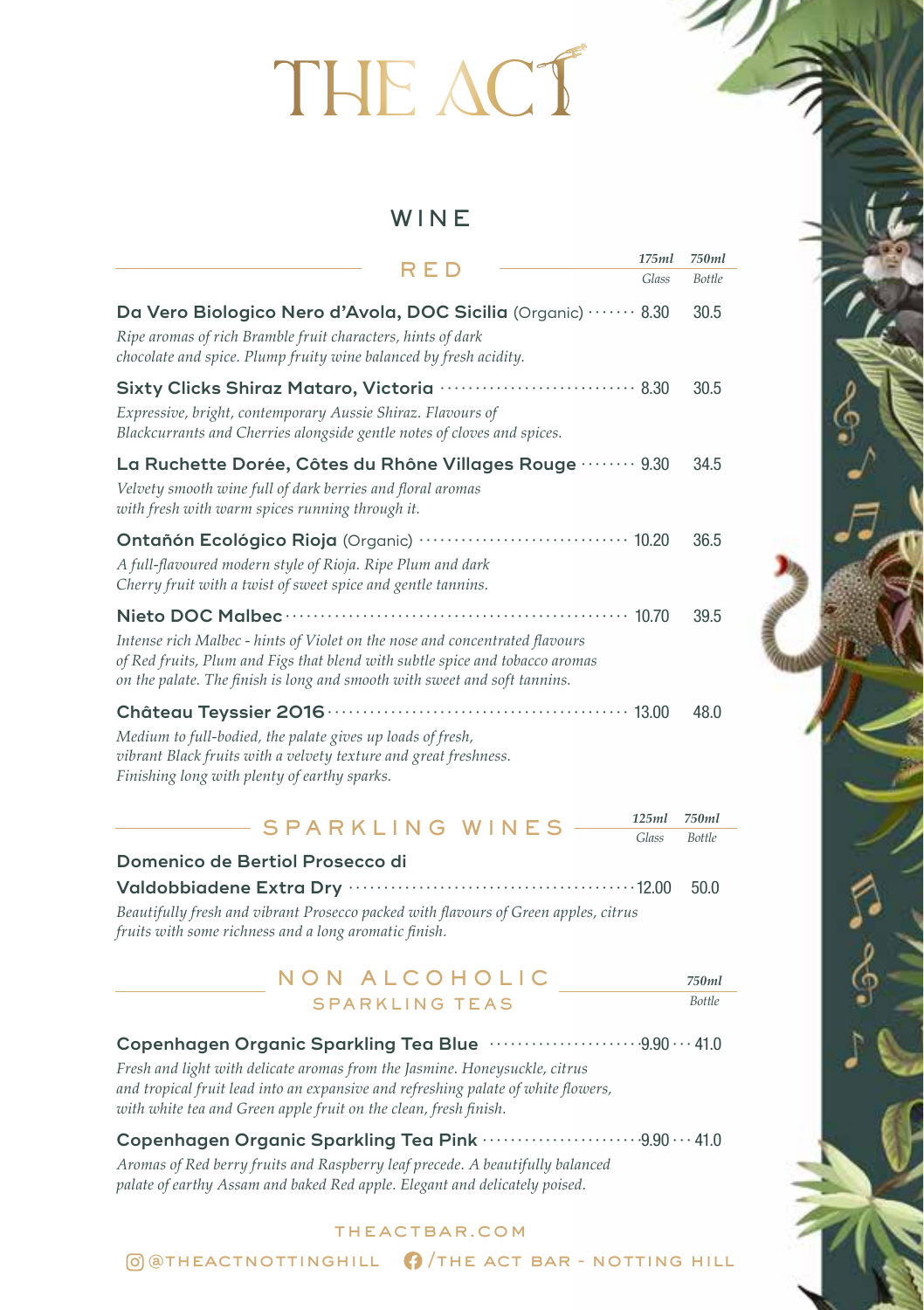# THE ACT

## WINE

### RED

| | 175ml Glass | 750ml Bottle |
|---|---|---|
| **Da Vero Biologico Nero d'Avola, DOC Sicilia** (Organic) | 8.30 | 30.5 |
| *Ripe aromas of rich Bramble fruit characters, hints of dark chocolate and spice. Plump fruity wine balanced by fresh acidity.* | | |
| **Sixty Clicks Shiraz Mataro, Victoria** | 8.30 | 30.5 |
| *Expressive, bright, contemporary Aussie Shiraz. Flavours of Blackcurrants and Cherries alongside gentle notes of cloves and spices.* | | |
| **La Ruchette Dorée, Côtes du Rhône Villages Rouge** | 9.30 | 34.5 |
| *Velvety smooth wine full of dark berries and floral aromas with fresh with warm spices running through it.* | | |
| **Ontañón Ecológico Rioja** (Organic) | 10.20 | 36.5 |
| *A full-flavoured modern style of Rioja. Ripe Plum and dark Cherry fruit with a twist of sweet spice and gentle tannins.* | | |
| **Nieto DOC Malbec** | 10.70 | 39.5 |
| *Intense rich Malbec - hints of Violet on the nose and concentrated flavours of Red fruits, Plum and Figs that blend with subtle spice and tobacco aromas on the palate. The finish is long and smooth with sweet and soft tannins.* | | |
| **Château Teyssier 2016** | 13.00 | 48.0 |
| *Medium to full-bodied, the palate gives up loads of fresh, vibrant Black fruits with a velvety texture and great freshness. Finishing long with plenty of earthy sparks.* | | |

### SPARKLING WINES

| | 125ml Glass | 750ml Bottle |
|---|---|---|
| **Domenico de Bertiol Prosecco di Valdobbiadene Extra Dry** | 12.00 | 50.0 |
| *Beautifully fresh and vibrant Prosecco packed with flavours of Green apples, citrus fruits with some richness and a long aromatic finish.* | | |

### NON ALCOHOLIC
#### SPARKLING TEAS

| | | 750ml Bottle |
|---|---|---|
| **Copenhagen Organic Sparkling Tea Blue** | 9.90 | 41.0 |
| *Fresh and light with delicate aromas from the Jasmine. Honeysuckle, citrus and tropical fruit lead into an expansive and refreshing palate of white flowers, with white tea and Green apple fruit on the clean, fresh finish.* | | |
| **Copenhagen Organic Sparkling Tea Pink** | 9.90 | 41.0 |
| *Aromas of Red berry fruits and Raspberry leaf precede. A beautifully balanced palate of earthy Assam and baked Red apple. Elegant and delicately poised.* | | |

THEACTBAR.COM

@THEACTNOTTINGHILL /THE ACT BAR - NOTTING HILL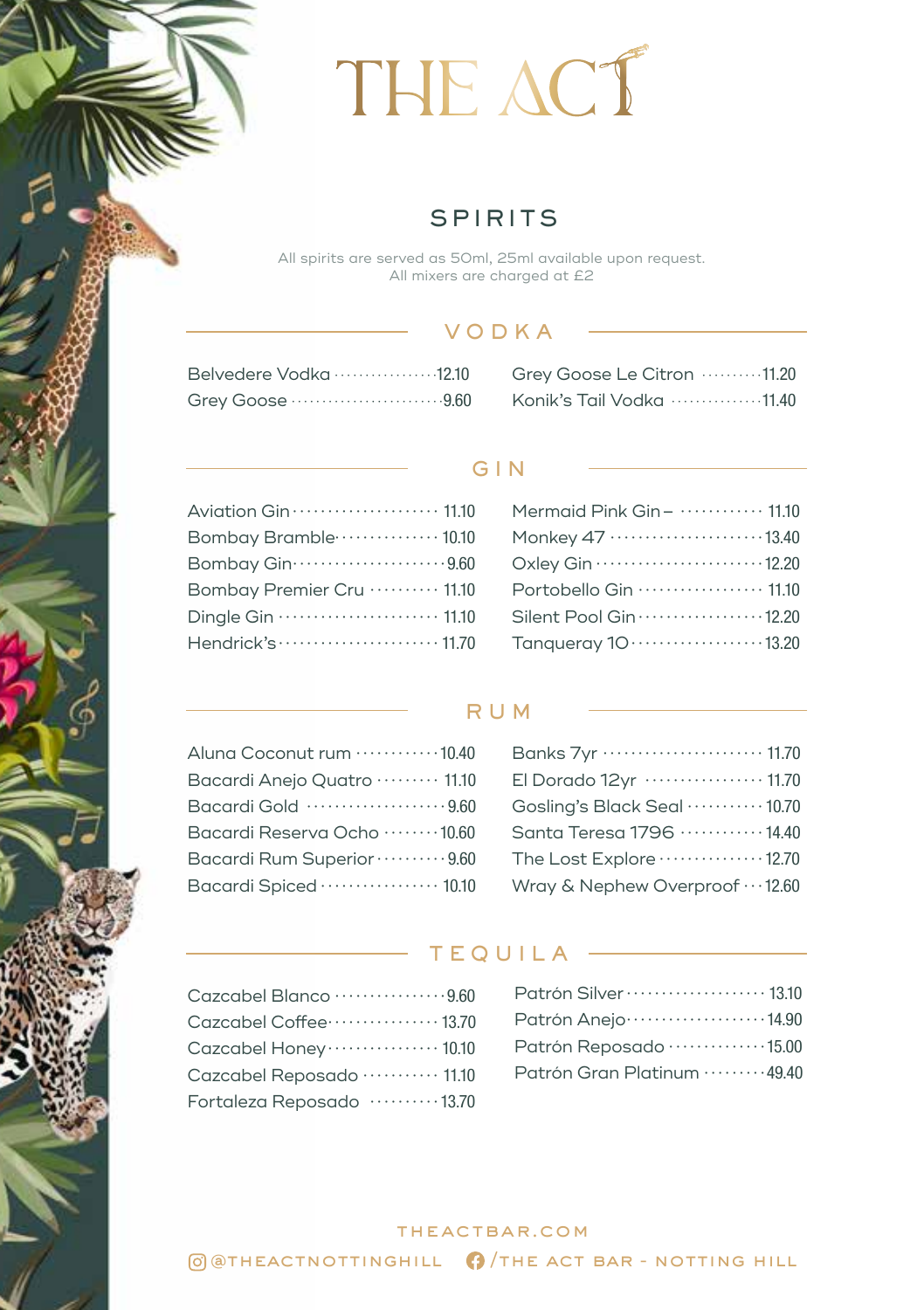# THE ACT

## SPIRITS

All spirits are served as 50ml, 25ml available upon request.
All mixers are charged at £2

### VODKA

| Item | Price |
|---|---|
| Belvedere Vodka | 12.10 |
| Grey Goose | 9.60 |
| Grey Goose Le Citron | 11.20 |
| Konik's Tail Vodka | 11.40 |

### GIN

| Item | Price |
|---|---|
| Aviation Gin | 11.10 |
| Bombay Bramble | 10.10 |
| Bombay Gin | 9.60 |
| Bombay Premier Cru | 11.10 |
| Dingle Gin | 11.10 |
| Hendrick's | 11.70 |
| Mermaid Pink Gin – | 11.10 |
| Monkey 47 | 13.40 |
| Oxley Gin | 12.20 |
| Portobello Gin | 11.10 |
| Silent Pool Gin | 12.20 |
| Tanqueray 10 | 13.20 |

### RUM

| Item | Price |
|---|---|
| Aluna Coconut rum | 10.40 |
| Bacardi Anejo Quatro | 11.10 |
| Bacardi Gold | 9.60 |
| Bacardi Reserva Ocho | 10.60 |
| Bacardi Rum Superior | 9.60 |
| Bacardi Spiced | 10.10 |
| Banks 7yr | 11.70 |
| El Dorado 12yr | 11.70 |
| Gosling's Black Seal | 10.70 |
| Santa Teresa 1796 | 14.40 |
| The Lost Explore | 12.70 |
| Wray & Nephew Overproof | 12.60 |

### TEQUILA

| Item | Price |
|---|---|
| Cazcabel Blanco | 9.60 |
| Cazcabel Coffee | 13.70 |
| Cazcabel Honey | 10.10 |
| Cazcabel Reposado | 11.10 |
| Fortaleza Reposado | 13.70 |
| Patrón Silver | 13.10 |
| Patrón Anejo | 14.90 |
| Patrón Reposado | 15.00 |
| Patrón Gran Platinum | 49.40 |

THEACTBAR.COM

@THEACTNOTTINGHILL /THE ACT BAR - NOTTING HILL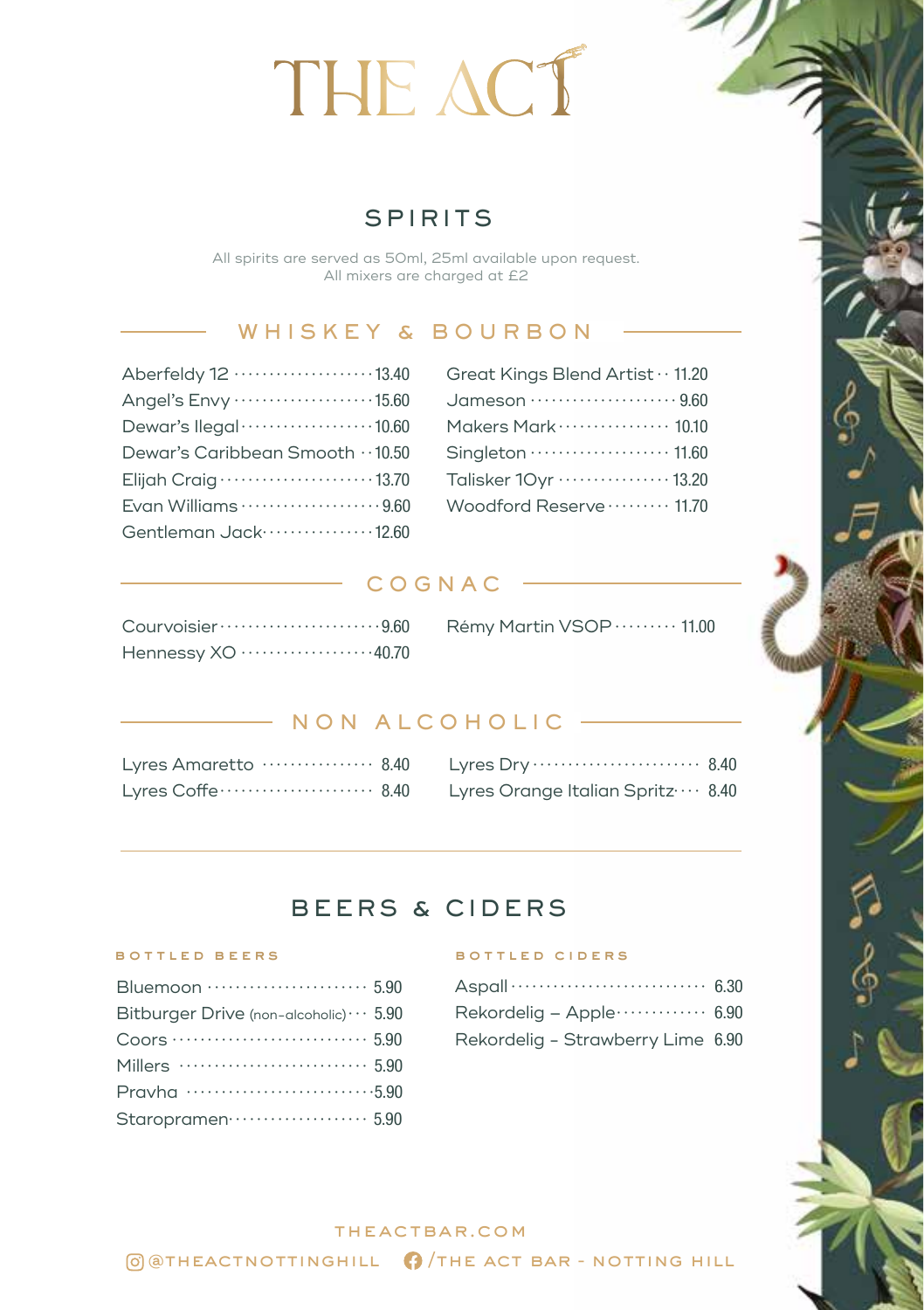# THE ACT

## SPIRITS

All spirits are served as 50ml, 25ml available upon request.
All mixers are charged at £2

### WHISKEY & BOURBON

| Item | Price |
|---|---|
| Aberfeldy 12 | 13.40 |
| Angel's Envy | 15.60 |
| Dewar's Ilegal | 10.60 |
| Dewar's Caribbean Smooth | 10.50 |
| Elijah Craig | 13.70 |
| Evan Williams | 9.60 |
| Gentleman Jack | 12.60 |
| Great Kings Blend Artist | 11.20 |
| Jameson | 9.60 |
| Makers Mark | 10.10 |
| Singleton | 11.60 |
| Talisker 10yr | 13.20 |
| Woodford Reserve | 11.70 |

### COGNAC

| Item | Price |
|---|---|
| Courvoisier | 9.60 |
| Hennessy XO | 40.70 |
| Rémy Martin VSOP | 11.00 |

### NON ALCOHOLIC

| Item | Price |
|---|---|
| Lyres Amaretto | 8.40 |
| Lyres Coffe | 8.40 |
| Lyres Dry | 8.40 |
| Lyres Orange Italian Spritz | 8.40 |

## BEERS & CIDERS

### BOTTLED BEERS

| Item | Price |
|---|---|
| Bluemoon | 5.90 |
| Bitburger Drive (non-alcoholic) | 5.90 |
| Coors | 5.90 |
| Millers | 5.90 |
| Pravha | 5.90 |
| Staropramen | 5.90 |

### BOTTLED CIDERS

| Item | Price |
|---|---|
| Aspall | 6.30 |
| Rekordelig – Apple | 6.90 |
| Rekordelig – Strawberry Lime | 6.90 |

THEACTBAR.COM

@THEACTNOTTINGHILL /THE ACT BAR - NOTTING HILL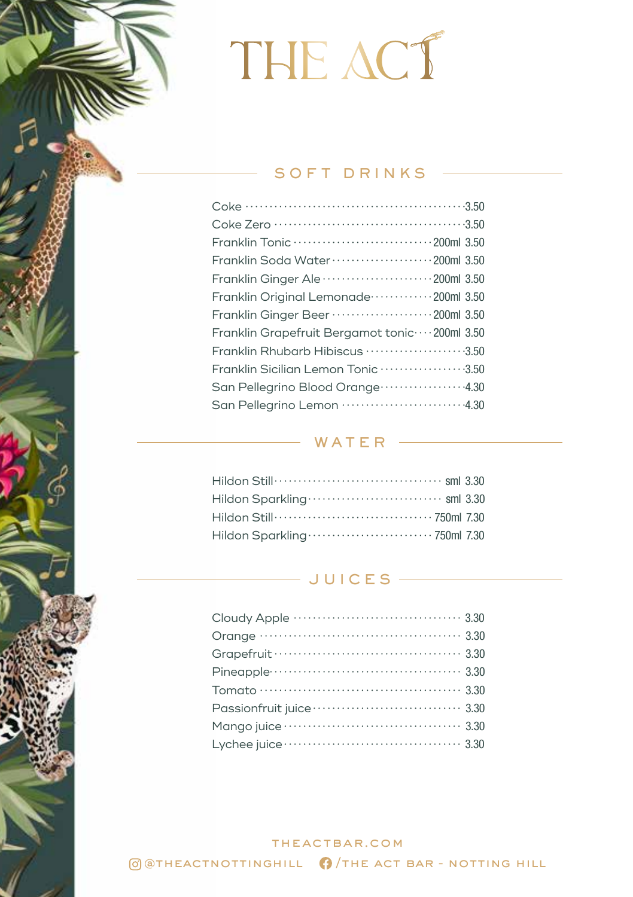# THE ACT

## SOFT DRINKS

| Item | Size | Price |
|---|---|---|
| Coke | | 3.50 |
| Coke Zero | | 3.50 |
| Franklin Tonic | 200ml | 3.50 |
| Franklin Soda Water | 200ml | 3.50 |
| Franklin Ginger Ale | 200ml | 3.50 |
| Franklin Original Lemonade | 200ml | 3.50 |
| Franklin Ginger Beer | 200ml | 3.50 |
| Franklin Grapefruit Bergamot tonic | 200ml | 3.50 |
| Franklin Rhubarb Hibiscus | | 3.50 |
| Franklin Sicilian Lemon Tonic | | 3.50 |
| San Pellegrino Blood Orange | | 4.30 |
| San Pellegrino Lemon | | 4.30 |

## WATER

| Item | Size | Price |
|---|---|---|
| Hildon Still | sml | 3.30 |
| Hildon Sparkling | sml | 3.30 |
| Hildon Still | 750ml | 7.30 |
| Hildon Sparkling | 750ml | 7.30 |

## JUICES

| Item | Price |
|---|---|
| Cloudy Apple | 3.30 |
| Orange | 3.30 |
| Grapefruit | 3.30 |
| Pineapple | 3.30 |
| Tomato | 3.30 |
| Passionfruit juice | 3.30 |
| Mango juice | 3.30 |
| Lychee juice | 3.30 |

THEACTBAR.COM

@THEACTNOTTINGHILL /THE ACT BAR - NOTTING HILL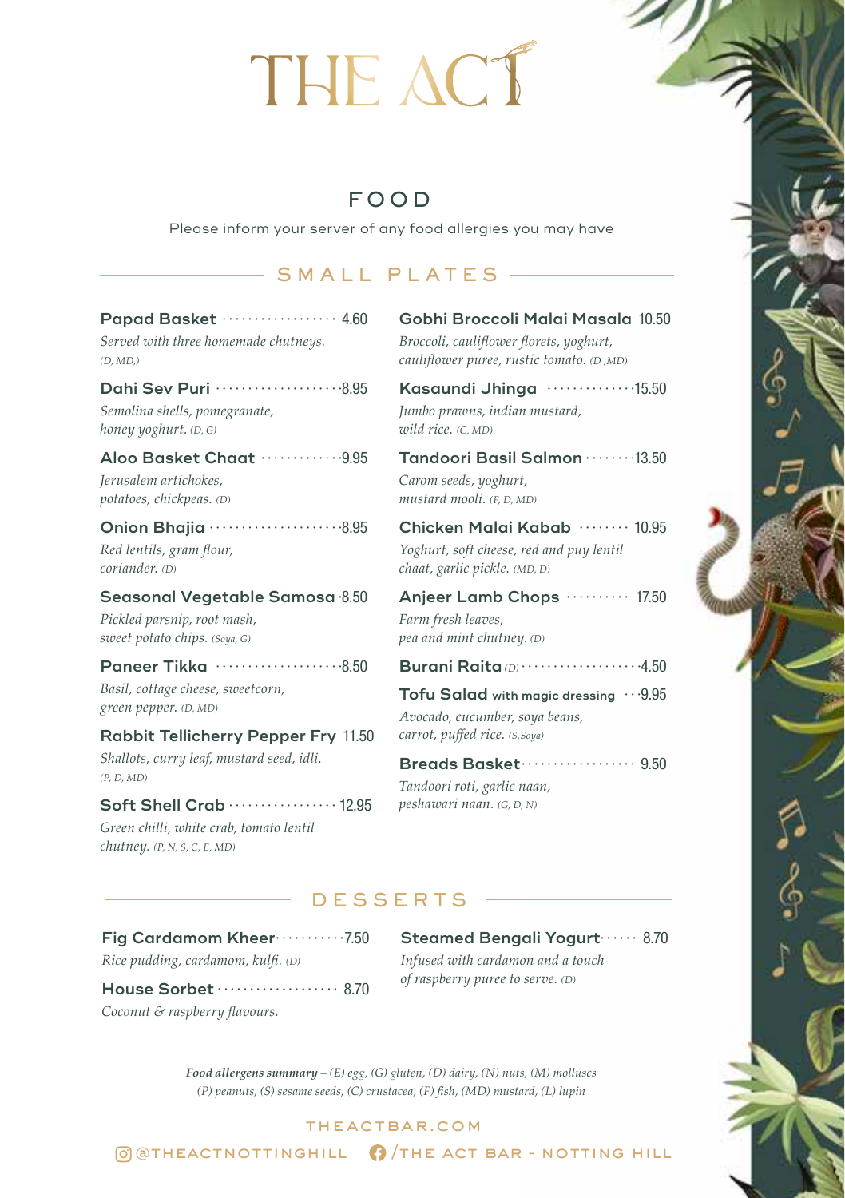# THE ACT

## FOOD

Please inform your server of any food allergies you may have

### SMALL PLATES

**Papad Basket** ··· 4.60
*Served with three homemade chutneys. (D, MD,)*

**Dahi Sev Puri** ··· 8.95
*Semolina shells, pomegranate, honey yoghurt. (D, G)*

**Aloo Basket Chaat** ··· 9.95
*Jerusalem artichokes, potatoes, chickpeas. (D)*

**Onion Bhajia** ··· 8.95
*Red lentils, gram flour, coriander. (D)*

**Seasonal Vegetable Samosa** ··· 8.50
*Pickled parsnip, root mash, sweet potato chips. (Soya, G)*

**Paneer Tikka** ··· 8.50
*Basil, cottage cheese, sweetcorn, green pepper. (D, MD)*

**Rabbit Tellicherry Pepper Fry** 11.50
*Shallots, curry leaf, mustard seed, idli. (P, D, MD)*

**Soft Shell Crab** ··· 12.95
*Green chilli, white crab, tomato lentil chutney. (P, N, S, C, E, MD)*

**Gobhi Broccoli Malai Masala** 10.50
*Broccoli, cauliflower florets, yoghurt, cauliflower puree, rustic tomato. (D ,MD)*

**Kasaundi Jhinga** ··· 15.50
*Jumbo prawns, indian mustard, wild rice. (C, MD)*

**Tandoori Basil Salmon** ··· 13.50
*Carom seeds, yoghurt, mustard mooli. (F, D, MD)*

**Chicken Malai Kabab** ··· 10.95
*Yoghurt, soft cheese, red and puy lentil chaat, garlic pickle. (MD, D)*

**Anjeer Lamb Chops** ··· 17.50
*Farm fresh leaves, pea and mint chutney. (D)*

**Burani Raita** *(D)* ··· 4.50

**Tofu Salad** with magic dressing ··· 9.95
*Avocado, cucumber, soya beans, carrot, puffed rice. (S,Soya)*

**Breads Basket** ··· 9.50
*Tandoori roti, garlic naan, peshawari naan. (G, D, N)*

### DESSERTS

**Fig Cardamom Kheer** ··· 7.50
*Rice pudding, cardamom, kulfi. (D)*

**House Sorbet** ··· 8.70
*Coconut & raspberry flavours.*

**Steamed Bengali Yogurt** ··· 8.70
*Infused with cardamon and a touch of raspberry puree to serve. (D)*

***Food allergens summary** – (E) egg, (G) gluten, (D) dairy, (N) nuts, (M) molluscs (P) peanuts, (S) sesame seeds, (C) crustacea, (F) fish, (MD) mustard, (L) lupin*

THEACTBAR.COM

@THEACTNOTTINGHILL /THE ACT BAR - NOTTING HILL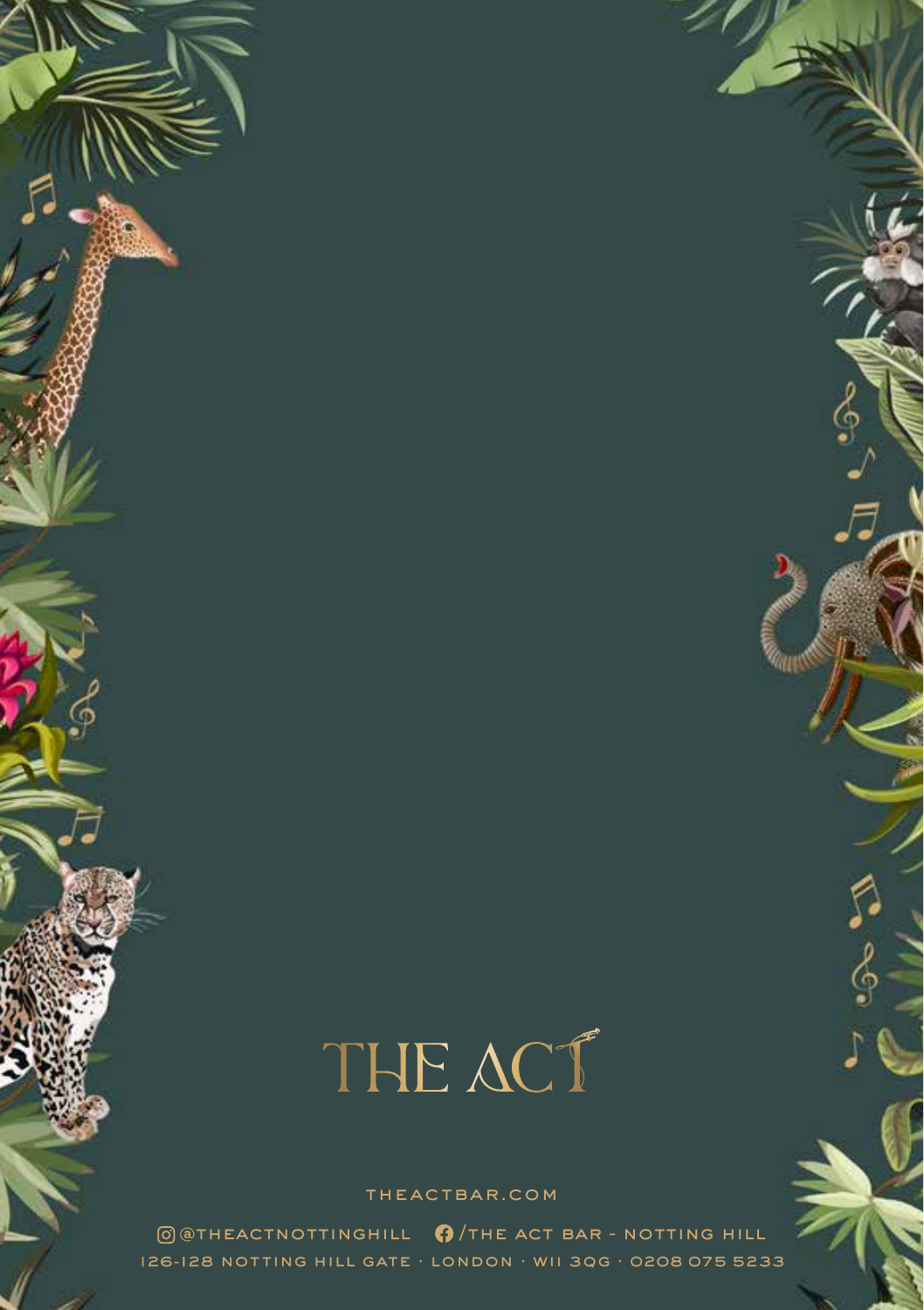# THE ACT

THEACTBAR.COM

@THEACTNOTTINGHILL /THE ACT BAR - NOTTING HILL

126-128 NOTTING HILL GATE · LONDON · W11 3QG · 0208 075 5233